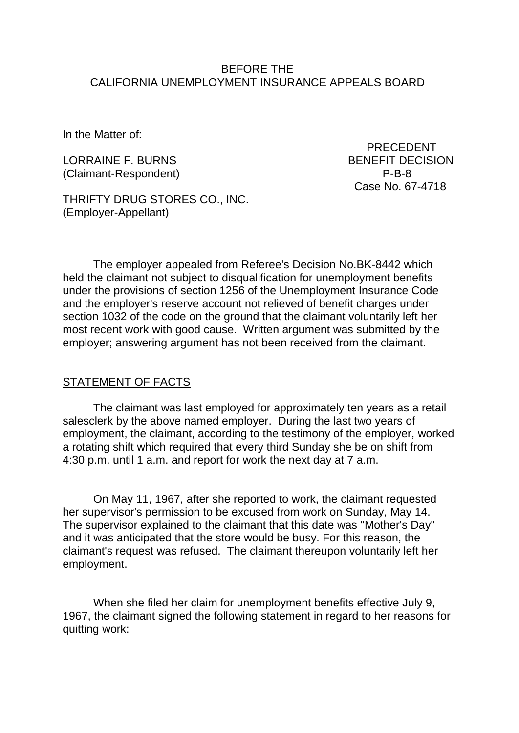BEFORE THE
CALIFORNIA UNEMPLOYMENT INSURANCE APPEALS BOARD

In the Matter of:

LORRAINE F. BURNS
(Claimant-Respondent)

PRECEDENT
BENEFIT DECISION
P-B-8
Case No. 67-4718

THRIFTY DRUG STORES CO., INC.
(Employer-Appellant)

The employer appealed from Referee's Decision No.BK-8442 which held the claimant not subject to disqualification for unemployment benefits under the provisions of section 1256 of the Unemployment Insurance Code and the employer's reserve account not relieved of benefit charges under section 1032 of the code on the ground that the claimant voluntarily left her most recent work with good cause. Written argument was submitted by the employer; answering argument has not been received from the claimant.

## STATEMENT OF FACTS

The claimant was last employed for approximately ten years as a retail salesclerk by the above named employer. During the last two years of employment, the claimant, according to the testimony of the employer, worked a rotating shift which required that every third Sunday she be on shift from 4:30 p.m. until 1 a.m. and report for work the next day at 7 a.m.

On May 11, 1967, after she reported to work, the claimant requested her supervisor's permission to be excused from work on Sunday, May 14. The supervisor explained to the claimant that this date was "Mother's Day" and it was anticipated that the store would be busy. For this reason, the claimant's request was refused. The claimant thereupon voluntarily left her employment.

When she filed her claim for unemployment benefits effective July 9, 1967, the claimant signed the following statement in regard to her reasons for quitting work: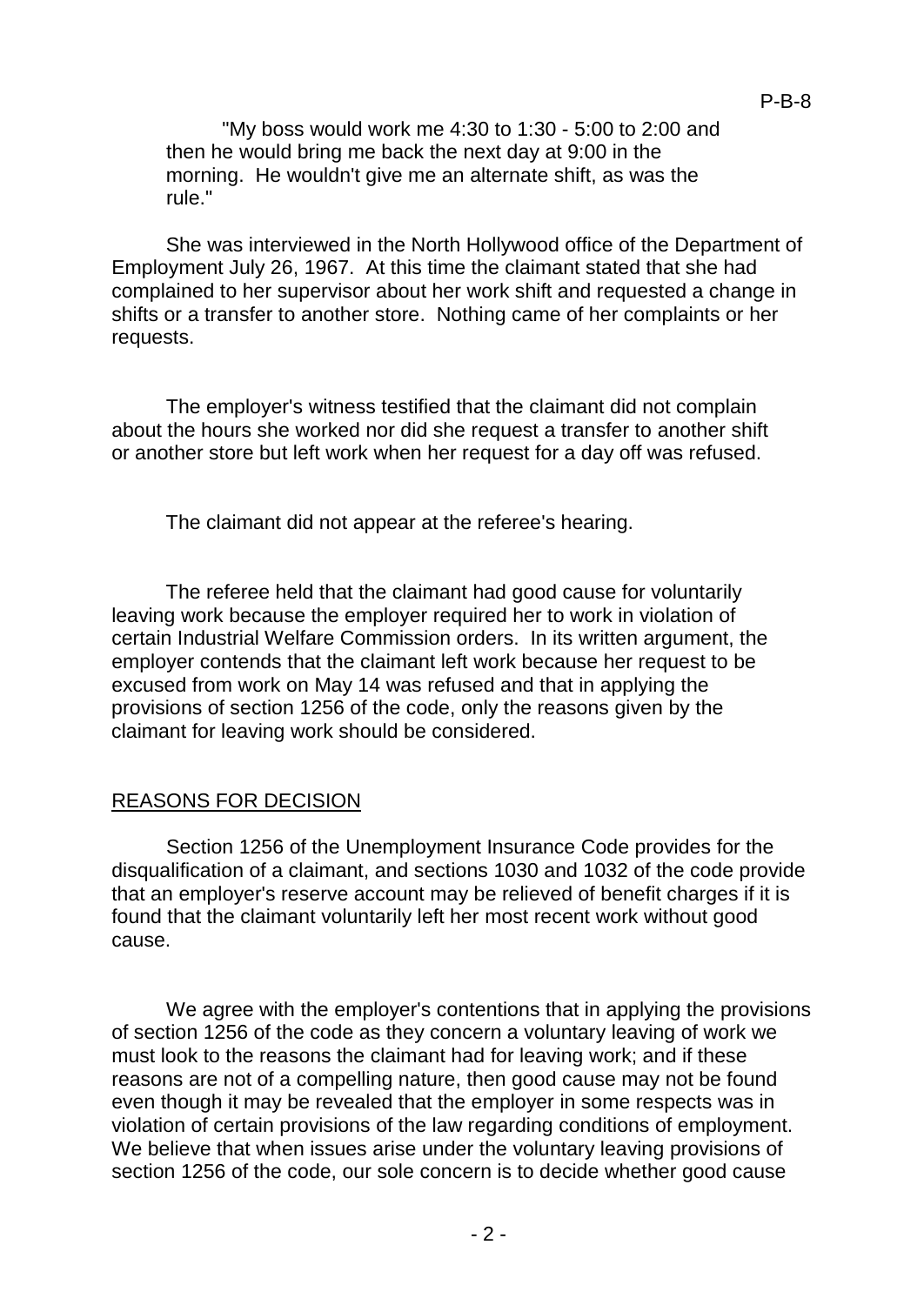"My boss would work me 4:30 to 1:30 - 5:00 to 2:00 and then he would bring me back the next day at 9:00 in the morning. He wouldn't give me an alternate shift, as was the rule."

She was interviewed in the North Hollywood office of the Department of Employment July 26, 1967. At this time the claimant stated that she had complained to her supervisor about her work shift and requested a change in shifts or a transfer to another store. Nothing came of her complaints or her requests.

The employer's witness testified that the claimant did not complain about the hours she worked nor did she request a transfer to another shift or another store but left work when her request for a day off was refused.

The claimant did not appear at the referee's hearing.

The referee held that the claimant had good cause for voluntarily leaving work because the employer required her to work in violation of certain Industrial Welfare Commission orders. In its written argument, the employer contends that the claimant left work because her request to be excused from work on May 14 was refused and that in applying the provisions of section 1256 of the code, only the reasons given by the claimant for leaving work should be considered.

## REASONS FOR DECISION

Section 1256 of the Unemployment Insurance Code provides for the disqualification of a claimant, and sections 1030 and 1032 of the code provide that an employer's reserve account may be relieved of benefit charges if it is found that the claimant voluntarily left her most recent work without good cause.

We agree with the employer's contentions that in applying the provisions of section 1256 of the code as they concern a voluntary leaving of work we must look to the reasons the claimant had for leaving work; and if these reasons are not of a compelling nature, then good cause may not be found even though it may be revealed that the employer in some respects was in violation of certain provisions of the law regarding conditions of employment. We believe that when issues arise under the voluntary leaving provisions of section 1256 of the code, our sole concern is to decide whether good cause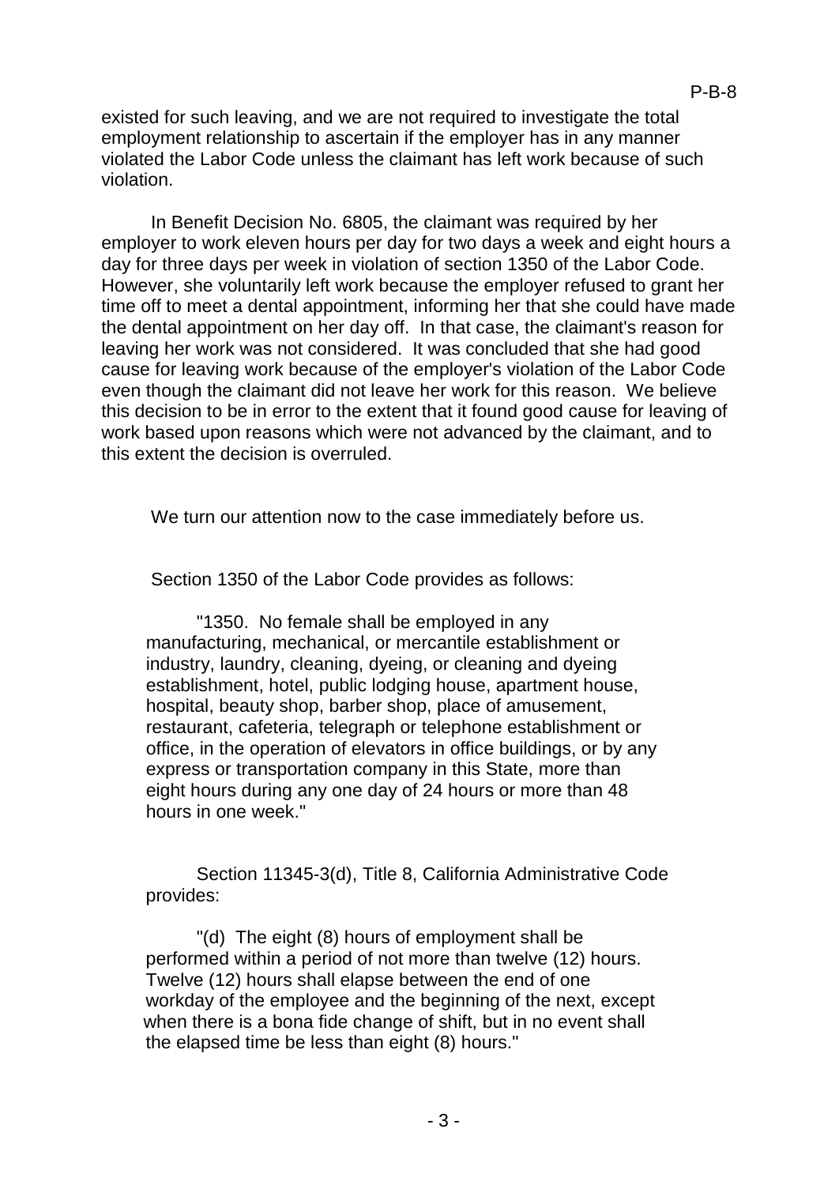existed for such leaving, and we are not required to investigate the total employment relationship to ascertain if the employer has in any manner violated the Labor Code unless the claimant has left work because of such violation.

In Benefit Decision No. 6805, the claimant was required by her employer to work eleven hours per day for two days a week and eight hours a day for three days per week in violation of section 1350 of the Labor Code. However, she voluntarily left work because the employer refused to grant her time off to meet a dental appointment, informing her that she could have made the dental appointment on her day off. In that case, the claimant's reason for leaving her work was not considered. It was concluded that she had good cause for leaving work because of the employer's violation of the Labor Code even though the claimant did not leave her work for this reason. We believe this decision to be in error to the extent that it found good cause for leaving of work based upon reasons which were not advanced by the claimant, and to this extent the decision is overruled.

We turn our attention now to the case immediately before us.

Section 1350 of the Labor Code provides as follows:

> "1350. No female shall be employed in any manufacturing, mechanical, or mercantile establishment or industry, laundry, cleaning, dyeing, or cleaning and dyeing establishment, hotel, public lodging house, apartment house, hospital, beauty shop, barber shop, place of amusement, restaurant, cafeteria, telegraph or telephone establishment or office, in the operation of elevators in office buildings, or by any express or transportation company in this State, more than eight hours during any one day of 24 hours or more than 48 hours in one week."

Section 11345-3(d), Title 8, California Administrative Code provides:

> "(d) The eight (8) hours of employment shall be performed within a period of not more than twelve (12) hours. Twelve (12) hours shall elapse between the end of one workday of the employee and the beginning of the next, except when there is a bona fide change of shift, but in no event shall the elapsed time be less than eight (8) hours."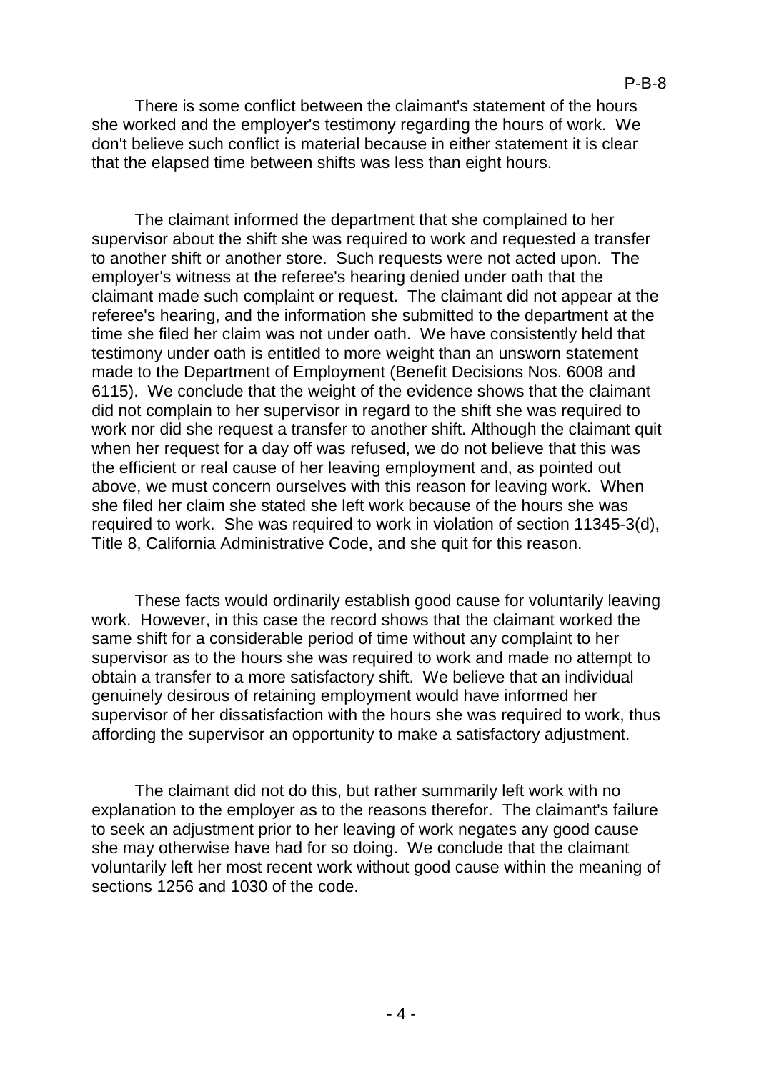There is some conflict between the claimant's statement of the hours she worked and the employer's testimony regarding the hours of work. We don't believe such conflict is material because in either statement it is clear that the elapsed time between shifts was less than eight hours.

The claimant informed the department that she complained to her supervisor about the shift she was required to work and requested a transfer to another shift or another store. Such requests were not acted upon. The employer's witness at the referee's hearing denied under oath that the claimant made such complaint or request. The claimant did not appear at the referee's hearing, and the information she submitted to the department at the time she filed her claim was not under oath. We have consistently held that testimony under oath is entitled to more weight than an unsworn statement made to the Department of Employment (Benefit Decisions Nos. 6008 and 6115). We conclude that the weight of the evidence shows that the claimant did not complain to her supervisor in regard to the shift she was required to work nor did she request a transfer to another shift. Although the claimant quit when her request for a day off was refused, we do not believe that this was the efficient or real cause of her leaving employment and, as pointed out above, we must concern ourselves with this reason for leaving work. When she filed her claim she stated she left work because of the hours she was required to work. She was required to work in violation of section 11345-3(d), Title 8, California Administrative Code, and she quit for this reason.

These facts would ordinarily establish good cause for voluntarily leaving work. However, in this case the record shows that the claimant worked the same shift for a considerable period of time without any complaint to her supervisor as to the hours she was required to work and made no attempt to obtain a transfer to a more satisfactory shift. We believe that an individual genuinely desirous of retaining employment would have informed her supervisor of her dissatisfaction with the hours she was required to work, thus affording the supervisor an opportunity to make a satisfactory adjustment.

The claimant did not do this, but rather summarily left work with no explanation to the employer as to the reasons therefor. The claimant's failure to seek an adjustment prior to her leaving of work negates any good cause she may otherwise have had for so doing. We conclude that the claimant voluntarily left her most recent work without good cause within the meaning of sections 1256 and 1030 of the code.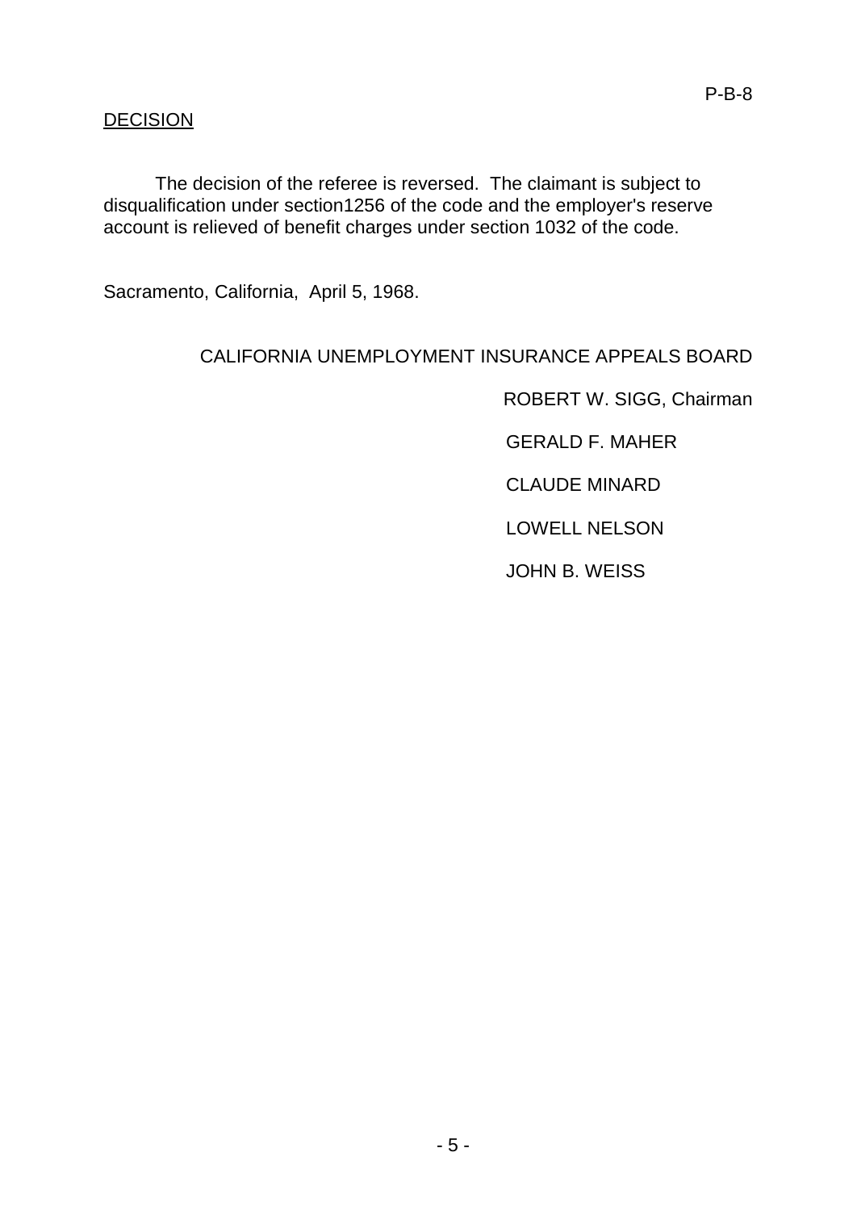DECISION

The decision of the referee is reversed. The claimant is subject to disqualification under section1256 of the code and the employer's reserve account is relieved of benefit charges under section 1032 of the code.

Sacramento, California, April 5, 1968.

CALIFORNIA UNEMPLOYMENT INSURANCE APPEALS BOARD

ROBERT W. SIGG, Chairman

GERALD F. MAHER

CLAUDE MINARD

LOWELL NELSON

JOHN B. WEISS